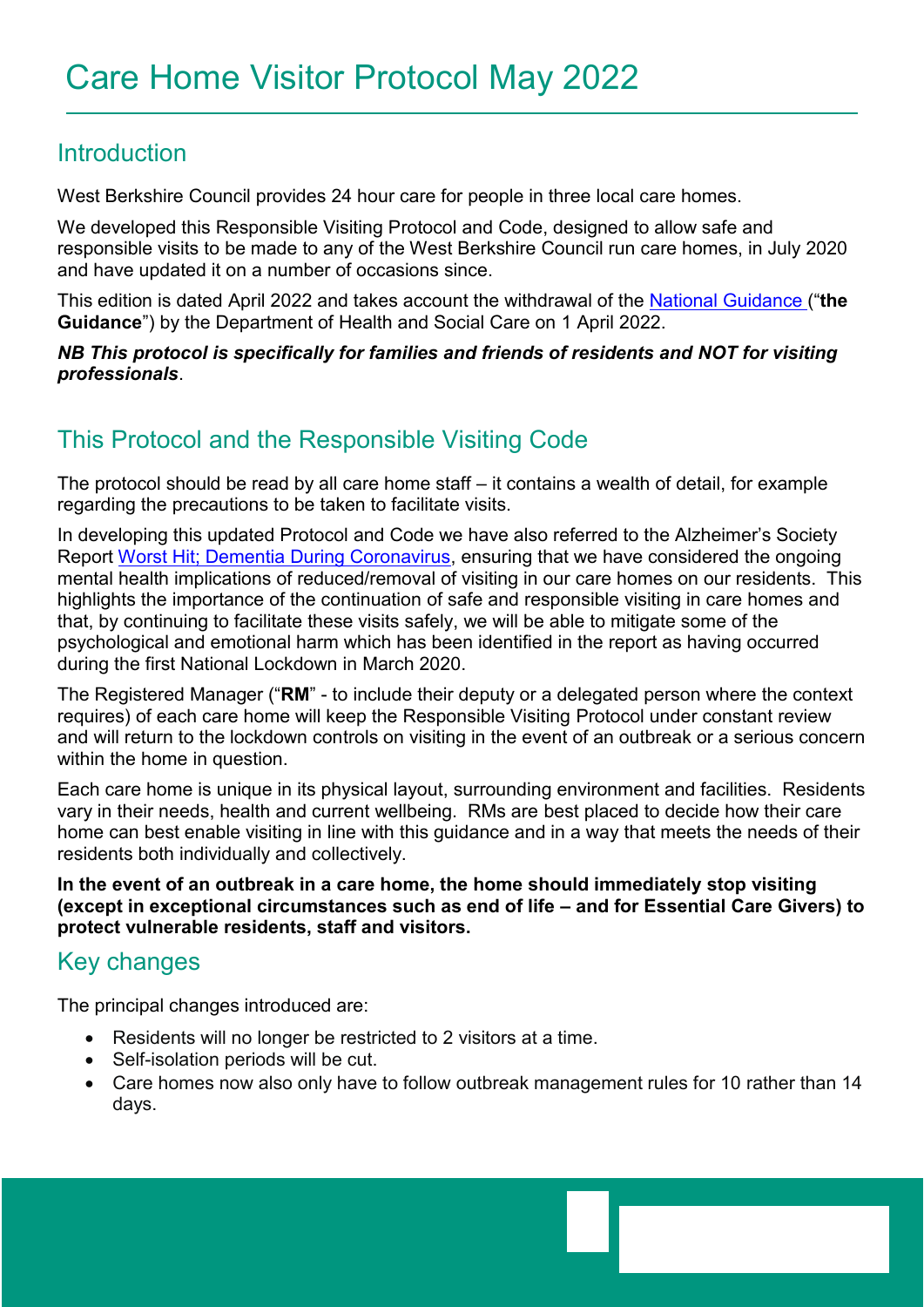# Care Home Visitor Protocol May 2022

## Introduction

West Berkshire Council provides 24 hour care for people in three local care homes.

We developed this Responsible Visiting Protocol and Code, designed to allow safe and responsible visits to be made to any of the West Berkshire Council run care homes, in July 2020 and have updated it on a number of occasions since.

This edition is dated April 2022 and takes account the withdrawal of the National Guidance ("**the Guidance**") by the Department of Health and Social Care on 1 April 2022.

***NB This protocol is specifically for families and friends of residents and NOT for visiting professionals***.

## This Protocol and the Responsible Visiting Code

The protocol should be read by all care home staff – it contains a wealth of detail, for example regarding the precautions to be taken to facilitate visits.

In developing this updated Protocol and Code we have also referred to the Alzheimer's Society Report Worst Hit; Dementia During Coronavirus, ensuring that we have considered the ongoing mental health implications of reduced/removal of visiting in our care homes on our residents. This highlights the importance of the continuation of safe and responsible visiting in care homes and that, by continuing to facilitate these visits safely, we will be able to mitigate some of the psychological and emotional harm which has been identified in the report as having occurred during the first National Lockdown in March 2020.

The Registered Manager ("**RM**" - to include their deputy or a delegated person where the context requires) of each care home will keep the Responsible Visiting Protocol under constant review and will return to the lockdown controls on visiting in the event of an outbreak or a serious concern within the home in question.

Each care home is unique in its physical layout, surrounding environment and facilities. Residents vary in their needs, health and current wellbeing. RMs are best placed to decide how their care home can best enable visiting in line with this guidance and in a way that meets the needs of their residents both individually and collectively.

**In the event of an outbreak in a care home, the home should immediately stop visiting (except in exceptional circumstances such as end of life – and for Essential Care Givers) to protect vulnerable residents, staff and visitors.**

## Key changes

The principal changes introduced are:

- Residents will no longer be restricted to 2 visitors at a time.
- Self-isolation periods will be cut.
- Care homes now also only have to follow outbreak management rules for 10 rather than 14 days.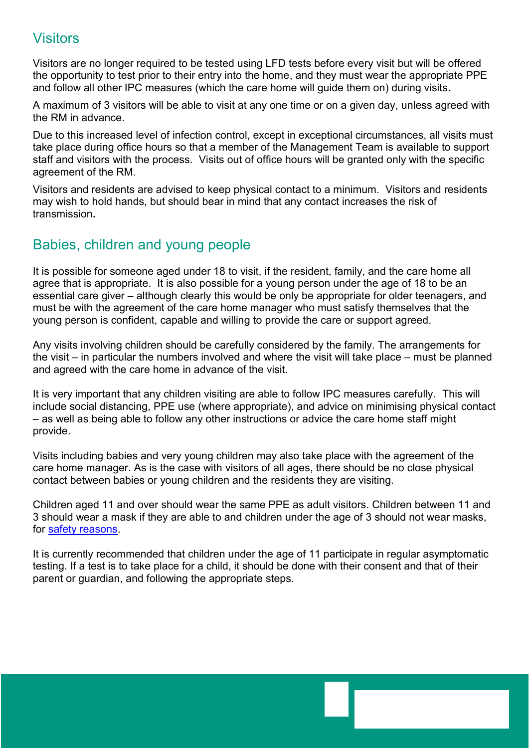## Visitors

Visitors are no longer required to be tested using LFD tests before every visit but will be offered the opportunity to test prior to their entry into the home, and they must wear the appropriate PPE and follow all other IPC measures (which the care home will guide them on) during visits**.**

A maximum of 3 visitors will be able to visit at any one time or on a given day, unless agreed with the RM in advance.

Due to this increased level of infection control, except in exceptional circumstances, all visits must take place during office hours so that a member of the Management Team is available to support staff and visitors with the process. Visits out of office hours will be granted only with the specific agreement of the RM.

Visitors and residents are advised to keep physical contact to a minimum. Visitors and residents may wish to hold hands, but should bear in mind that any contact increases the risk of transmission**.**

## Babies, children and young people

It is possible for someone aged under 18 to visit, if the resident, family, and the care home all agree that is appropriate. It is also possible for a young person under the age of 18 to be an essential care giver – although clearly this would be only be appropriate for older teenagers, and must be with the agreement of the care home manager who must satisfy themselves that the young person is confident, capable and willing to provide the care or support agreed.

Any visits involving children should be carefully considered by the family. The arrangements for the visit – in particular the numbers involved and where the visit will take place – must be planned and agreed with the care home in advance of the visit.

It is very important that any children visiting are able to follow IPC measures carefully. This will include social distancing, PPE use (where appropriate), and advice on minimising physical contact – as well as being able to follow any other instructions or advice the care home staff might provide.

Visits including babies and very young children may also take place with the agreement of the care home manager. As is the case with visitors of all ages, there should be no close physical contact between babies or young children and the residents they are visiting.

Children aged 11 and over should wear the same PPE as adult visitors. Children between 11 and 3 should wear a mask if they are able to and children under the age of 3 should not wear masks, for safety reasons.

It is currently recommended that children under the age of 11 participate in regular asymptomatic testing. If a test is to take place for a child, it should be done with their consent and that of their parent or guardian, and following the appropriate steps.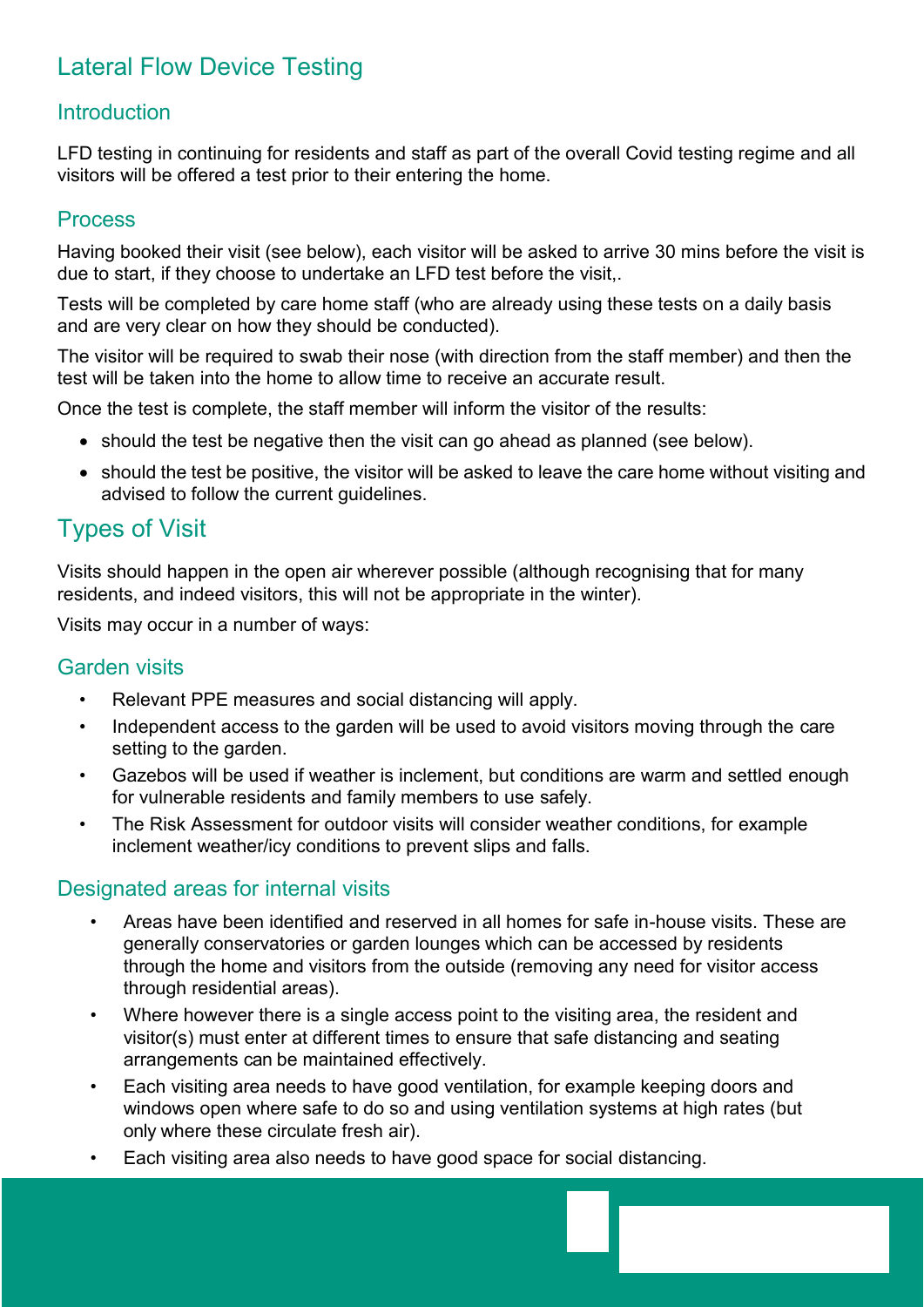## Lateral Flow Device Testing

### Introduction

LFD testing in continuing for residents and staff as part of the overall Covid testing regime and all visitors will be offered a test prior to their entering the home.

### Process

Having booked their visit (see below), each visitor will be asked to arrive 30 mins before the visit is due to start, if they choose to undertake an LFD test before the visit,.

Tests will be completed by care home staff (who are already using these tests on a daily basis and are very clear on how they should be conducted).

The visitor will be required to swab their nose (with direction from the staff member) and then the test will be taken into the home to allow time to receive an accurate result.

Once the test is complete, the staff member will inform the visitor of the results:

- should the test be negative then the visit can go ahead as planned (see below).
- should the test be positive, the visitor will be asked to leave the care home without visiting and advised to follow the current guidelines.

## Types of Visit

Visits should happen in the open air wherever possible (although recognising that for many residents, and indeed visitors, this will not be appropriate in the winter).

Visits may occur in a number of ways:

### Garden visits

- Relevant PPE measures and social distancing will apply.
- Independent access to the garden will be used to avoid visitors moving through the care setting to the garden.
- Gazebos will be used if weather is inclement, but conditions are warm and settled enough for vulnerable residents and family members to use safely.
- The Risk Assessment for outdoor visits will consider weather conditions, for example inclement weather/icy conditions to prevent slips and falls.

### Designated areas for internal visits

- Areas have been identified and reserved in all homes for safe in-house visits. These are generally conservatories or garden lounges which can be accessed by residents through the home and visitors from the outside (removing any need for visitor access through residential areas).
- Where however there is a single access point to the visiting area, the resident and visitor(s) must enter at different times to ensure that safe distancing and seating arrangements can be maintained effectively.
- Each visiting area needs to have good ventilation, for example keeping doors and windows open where safe to do so and using ventilation systems at high rates (but only where these circulate fresh air).
- Each visiting area also needs to have good space for social distancing.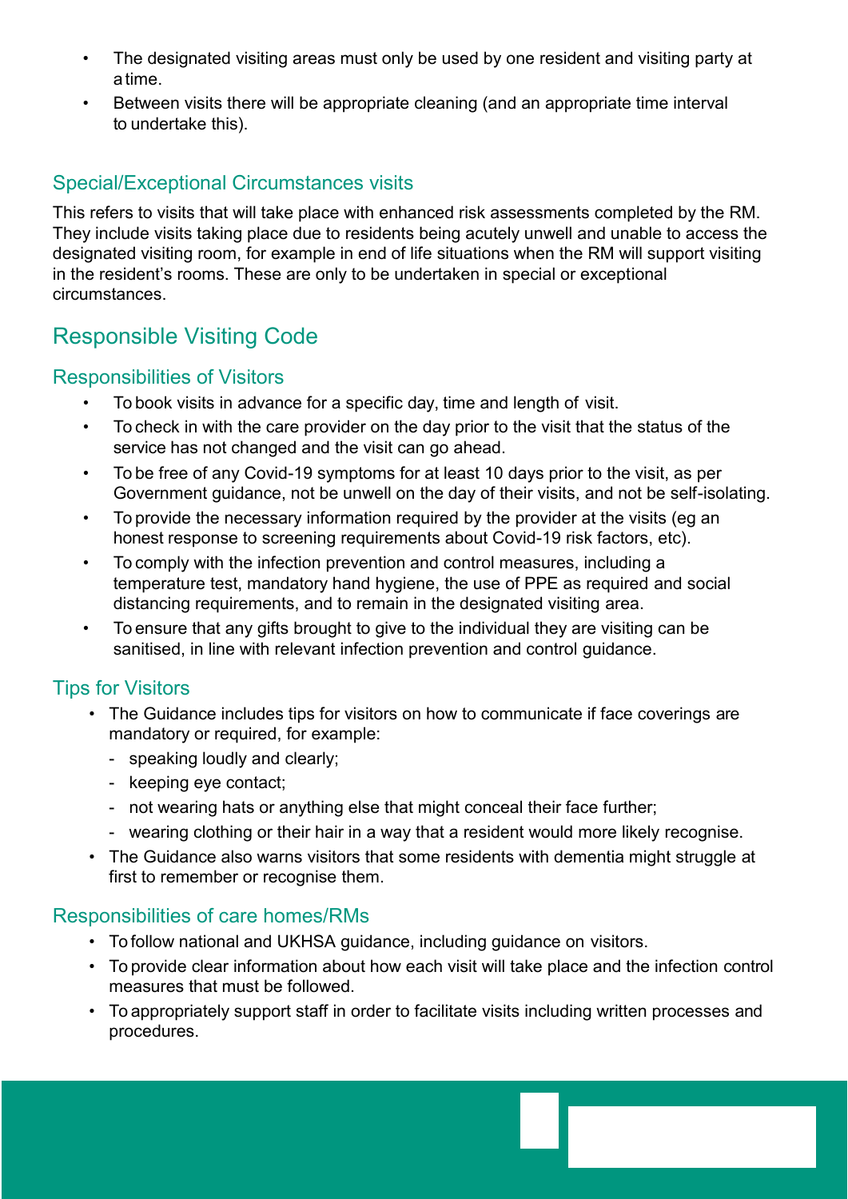- The designated visiting areas must only be used by one resident and visiting party at a time.
- Between visits there will be appropriate cleaning (and an appropriate time interval to undertake this).

### Special/Exceptional Circumstances visits

This refers to visits that will take place with enhanced risk assessments completed by the RM. They include visits taking place due to residents being acutely unwell and unable to access the designated visiting room, for example in end of life situations when the RM will support visiting in the resident's rooms. These are only to be undertaken in special or exceptional circumstances.

## Responsible Visiting Code

### Responsibilities of Visitors

- To book visits in advance for a specific day, time and length of visit.
- To check in with the care provider on the day prior to the visit that the status of the service has not changed and the visit can go ahead.
- To be free of any Covid-19 symptoms for at least 10 days prior to the visit, as per Government guidance, not be unwell on the day of their visits, and not be self-isolating.
- To provide the necessary information required by the provider at the visits (eg an honest response to screening requirements about Covid-19 risk factors, etc).
- To comply with the infection prevention and control measures, including a temperature test, mandatory hand hygiene, the use of PPE as required and social distancing requirements, and to remain in the designated visiting area.
- To ensure that any gifts brought to give to the individual they are visiting can be sanitised, in line with relevant infection prevention and control guidance.

### Tips for Visitors

- The Guidance includes tips for visitors on how to communicate if face coverings are mandatory or required, for example:
  - speaking loudly and clearly;
  - keeping eye contact;
  - not wearing hats or anything else that might conceal their face further;
  - wearing clothing or their hair in a way that a resident would more likely recognise.
- The Guidance also warns visitors that some residents with dementia might struggle at first to remember or recognise them.

### Responsibilities of care homes/RMs

- To follow national and UKHSA guidance, including guidance on visitors.
- To provide clear information about how each visit will take place and the infection control measures that must be followed.
- To appropriately support staff in order to facilitate visits including written processes and procedures.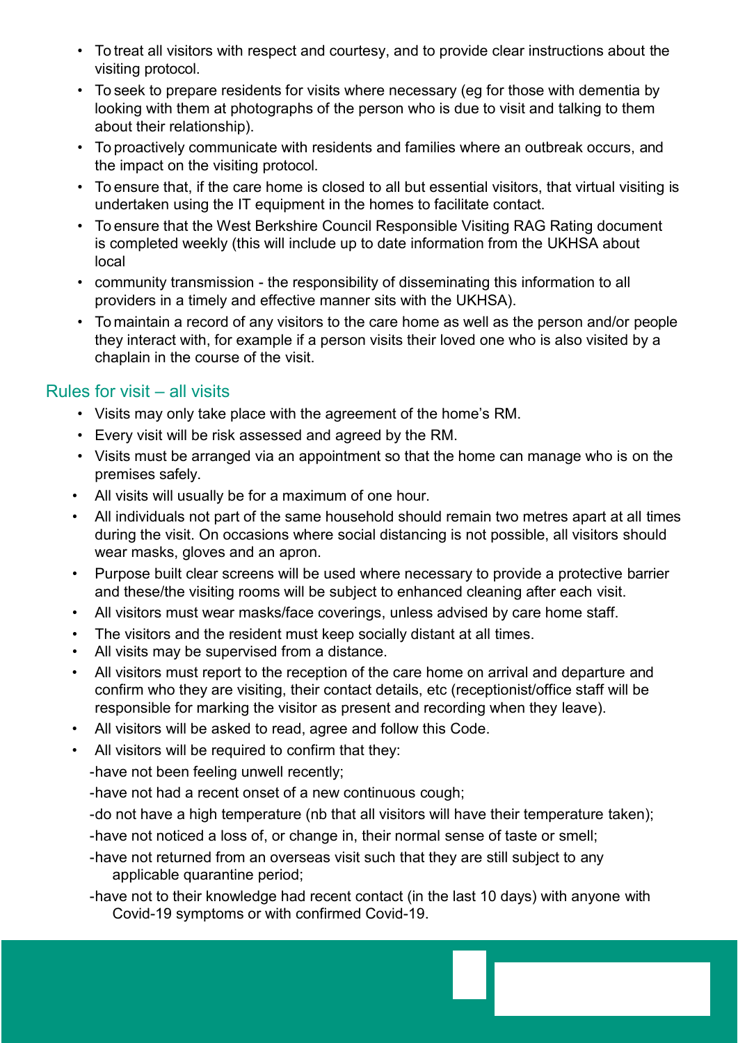- To treat all visitors with respect and courtesy, and to provide clear instructions about the visiting protocol.
- To seek to prepare residents for visits where necessary (eg for those with dementia by looking with them at photographs of the person who is due to visit and talking to them about their relationship).
- To proactively communicate with residents and families where an outbreak occurs, and the impact on the visiting protocol.
- To ensure that, if the care home is closed to all but essential visitors, that virtual visiting is undertaken using the IT equipment in the homes to facilitate contact.
- To ensure that the West Berkshire Council Responsible Visiting RAG Rating document is completed weekly (this will include up to date information from the UKHSA about local
- community transmission - the responsibility of disseminating this information to all providers in a timely and effective manner sits with the UKHSA).
- To maintain a record of any visitors to the care home as well as the person and/or people they interact with, for example if a person visits their loved one who is also visited by a chaplain in the course of the visit.

## Rules for visit – all visits

- Visits may only take place with the agreement of the home's RM.
- Every visit will be risk assessed and agreed by the RM.
- Visits must be arranged via an appointment so that the home can manage who is on the premises safely.
- All visits will usually be for a maximum of one hour.
- All individuals not part of the same household should remain two metres apart at all times during the visit. On occasions where social distancing is not possible, all visitors should wear masks, gloves and an apron.
- Purpose built clear screens will be used where necessary to provide a protective barrier and these/the visiting rooms will be subject to enhanced cleaning after each visit.
- All visitors must wear masks/face coverings, unless advised by care home staff.
- The visitors and the resident must keep socially distant at all times.
- All visits may be supervised from a distance.
- All visitors must report to the reception of the care home on arrival and departure and confirm who they are visiting, their contact details, etc (receptionist/office staff will be responsible for marking the visitor as present and recording when they leave).
- All visitors will be asked to read, agree and follow this Code.
- All visitors will be required to confirm that they:
  - -have not been feeling unwell recently;
  - -have not had a recent onset of a new continuous cough;
  - -do not have a high temperature (nb that all visitors will have their temperature taken);
  - -have not noticed a loss of, or change in, their normal sense of taste or smell;
  - -have not returned from an overseas visit such that they are still subject to any applicable quarantine period;
  - -have not to their knowledge had recent contact (in the last 10 days) with anyone with Covid-19 symptoms or with confirmed Covid-19.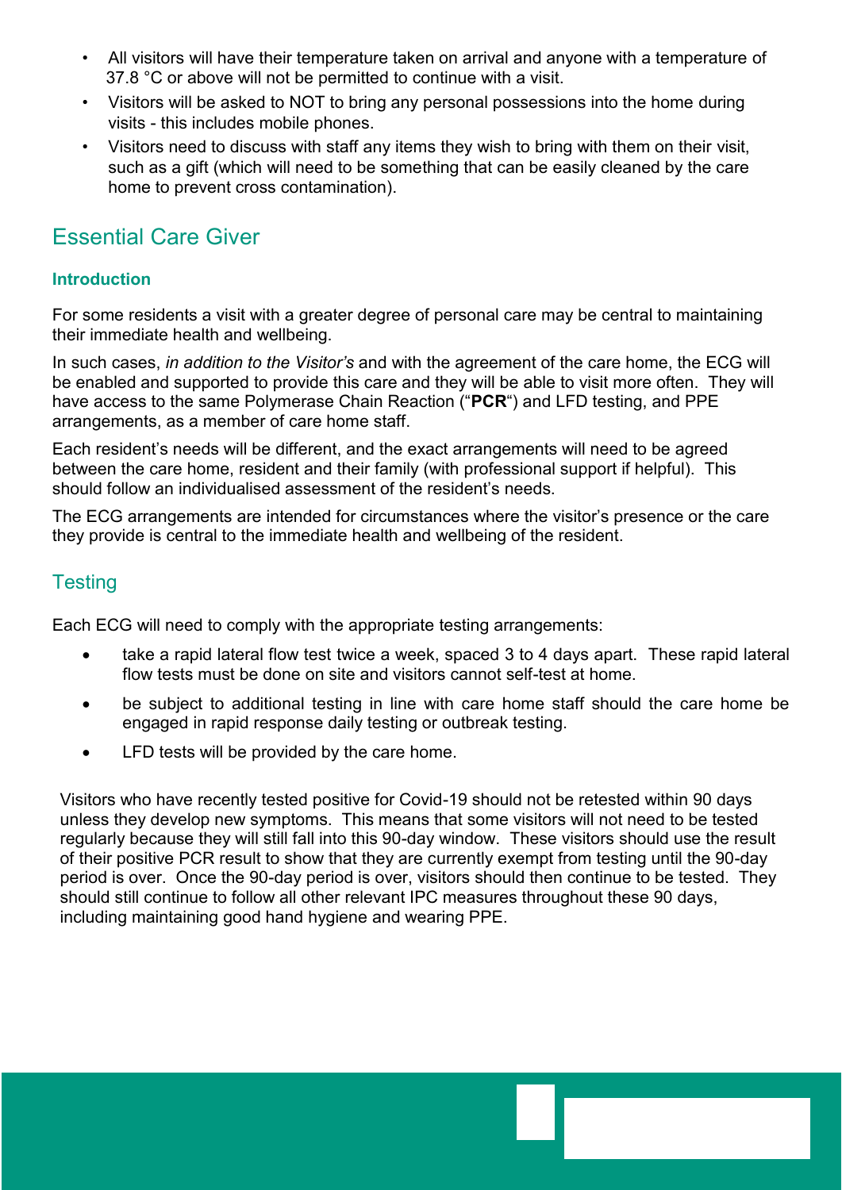- All visitors will have their temperature taken on arrival and anyone with a temperature of 37.8 °C or above will not be permitted to continue with a visit.
- Visitors will be asked to NOT to bring any personal possessions into the home during visits - this includes mobile phones.
- Visitors need to discuss with staff any items they wish to bring with them on their visit, such as a gift (which will need to be something that can be easily cleaned by the care home to prevent cross contamination).

## Essential Care Giver

### Introduction

For some residents a visit with a greater degree of personal care may be central to maintaining their immediate health and wellbeing.

In such cases, *in addition to the Visitor's* and with the agreement of the care home, the ECG will be enabled and supported to provide this care and they will be able to visit more often. They will have access to the same Polymerase Chain Reaction ("**PCR**") and LFD testing, and PPE arrangements, as a member of care home staff.

Each resident's needs will be different, and the exact arrangements will need to be agreed between the care home, resident and their family (with professional support if helpful). This should follow an individualised assessment of the resident's needs.

The ECG arrangements are intended for circumstances where the visitor's presence or the care they provide is central to the immediate health and wellbeing of the resident.

## Testing

Each ECG will need to comply with the appropriate testing arrangements:

- take a rapid lateral flow test twice a week, spaced 3 to 4 days apart. These rapid lateral flow tests must be done on site and visitors cannot self-test at home.
- be subject to additional testing in line with care home staff should the care home be engaged in rapid response daily testing or outbreak testing.
- LFD tests will be provided by the care home.

Visitors who have recently tested positive for Covid-19 should not be retested within 90 days unless they develop new symptoms. This means that some visitors will not need to be tested regularly because they will still fall into this 90-day window. These visitors should use the result of their positive PCR result to show that they are currently exempt from testing until the 90-day period is over. Once the 90-day period is over, visitors should then continue to be tested. They should still continue to follow all other relevant IPC measures throughout these 90 days, including maintaining good hand hygiene and wearing PPE.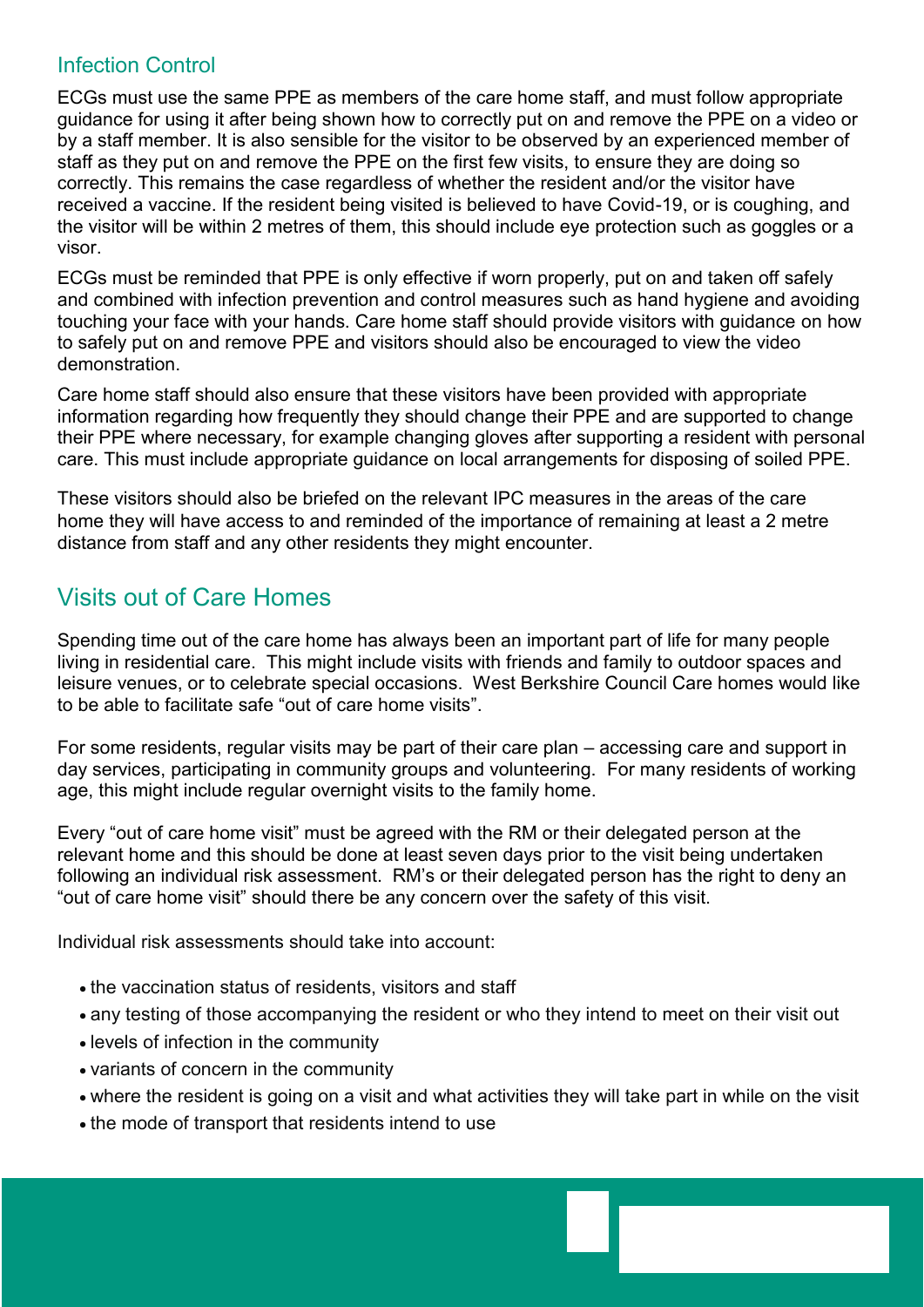## Infection Control

ECGs must use the same PPE as members of the care home staff, and must follow appropriate guidance for using it after being shown how to correctly put on and remove the PPE on a video or by a staff member. It is also sensible for the visitor to be observed by an experienced member of staff as they put on and remove the PPE on the first few visits, to ensure they are doing so correctly. This remains the case regardless of whether the resident and/or the visitor have received a vaccine. If the resident being visited is believed to have Covid-19, or is coughing, and the visitor will be within 2 metres of them, this should include eye protection such as goggles or a visor.

ECGs must be reminded that PPE is only effective if worn properly, put on and taken off safely and combined with infection prevention and control measures such as hand hygiene and avoiding touching your face with your hands. Care home staff should provide visitors with guidance on how to safely put on and remove PPE and visitors should also be encouraged to view the video demonstration.

Care home staff should also ensure that these visitors have been provided with appropriate information regarding how frequently they should change their PPE and are supported to change their PPE where necessary, for example changing gloves after supporting a resident with personal care. This must include appropriate guidance on local arrangements for disposing of soiled PPE.

These visitors should also be briefed on the relevant IPC measures in the areas of the care home they will have access to and reminded of the importance of remaining at least a 2 metre distance from staff and any other residents they might encounter.

## Visits out of Care Homes

Spending time out of the care home has always been an important part of life for many people living in residential care. This might include visits with friends and family to outdoor spaces and leisure venues, or to celebrate special occasions. West Berkshire Council Care homes would like to be able to facilitate safe "out of care home visits".

For some residents, regular visits may be part of their care plan – accessing care and support in day services, participating in community groups and volunteering. For many residents of working age, this might include regular overnight visits to the family home.

Every "out of care home visit" must be agreed with the RM or their delegated person at the relevant home and this should be done at least seven days prior to the visit being undertaken following an individual risk assessment. RM's or their delegated person has the right to deny an "out of care home visit" should there be any concern over the safety of this visit.

Individual risk assessments should take into account:

- the vaccination status of residents, visitors and staff
- any testing of those accompanying the resident or who they intend to meet on their visit out
- levels of infection in the community
- variants of concern in the community
- where the resident is going on a visit and what activities they will take part in while on the visit
- the mode of transport that residents intend to use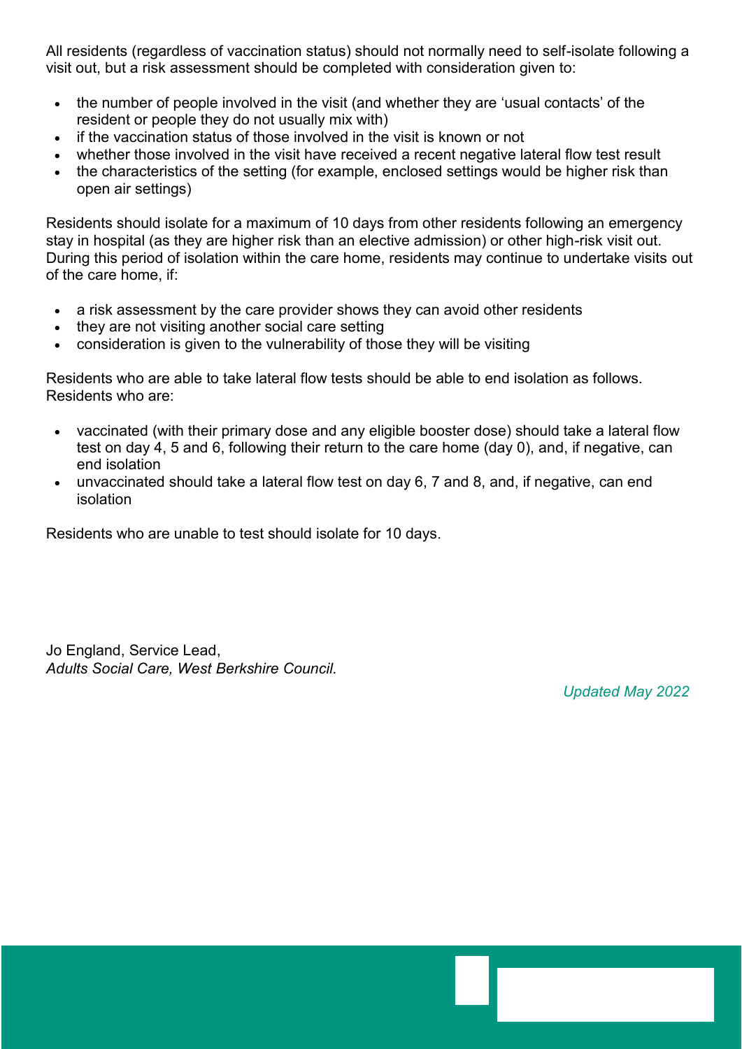All residents (regardless of vaccination status) should not normally need to self-isolate following a visit out, but a risk assessment should be completed with consideration given to:

- the number of people involved in the visit (and whether they are 'usual contacts' of the resident or people they do not usually mix with)
- if the vaccination status of those involved in the visit is known or not
- whether those involved in the visit have received a recent negative lateral flow test result
- the characteristics of the setting (for example, enclosed settings would be higher risk than open air settings)

Residents should isolate for a maximum of 10 days from other residents following an emergency stay in hospital (as they are higher risk than an elective admission) or other high-risk visit out. During this period of isolation within the care home, residents may continue to undertake visits out of the care home, if:

- a risk assessment by the care provider shows they can avoid other residents
- they are not visiting another social care setting
- consideration is given to the vulnerability of those they will be visiting

Residents who are able to take lateral flow tests should be able to end isolation as follows. Residents who are:

- vaccinated (with their primary dose and any eligible booster dose) should take a lateral flow test on day 4, 5 and 6, following their return to the care home (day 0), and, if negative, can end isolation
- unvaccinated should take a lateral flow test on day 6, 7 and 8, and, if negative, can end isolation

Residents who are unable to test should isolate for 10 days.

Jo England, Service Lead,
*Adults Social Care, West Berkshire Council.*

*Updated May 2022*